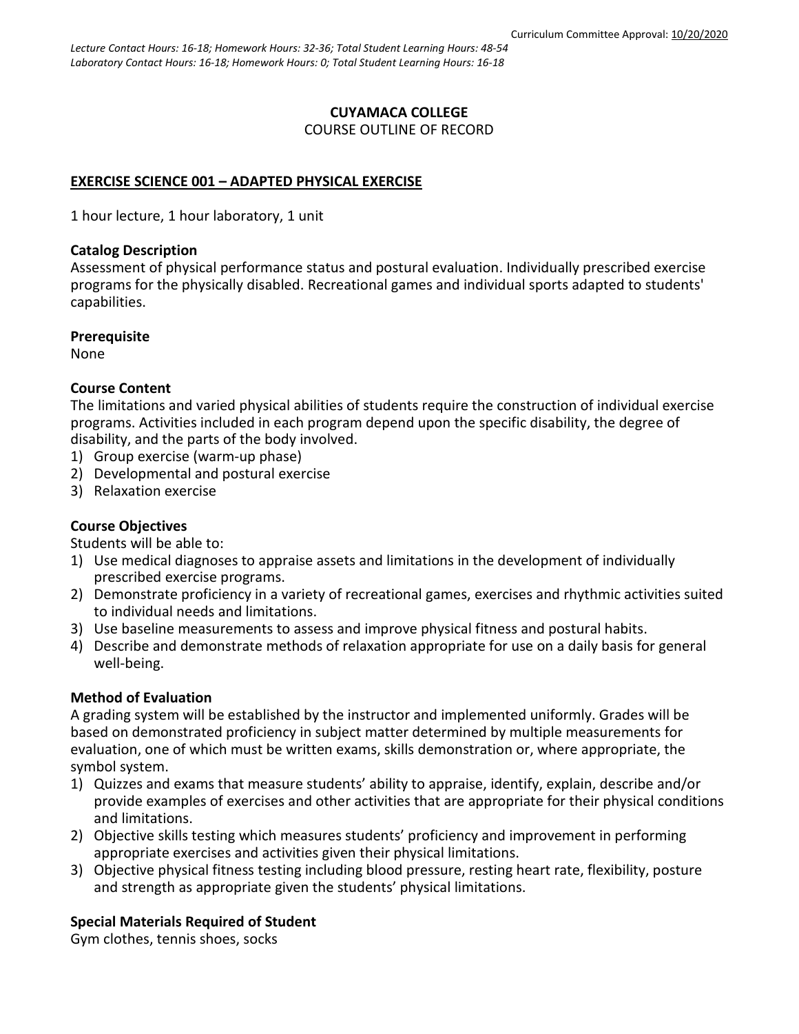Curriculum Committee Approval: 10/20/2020

*Lecture Contact Hours: 16-18; Homework Hours: 32-36; Total Student Learning Hours: 48-54*
*Laboratory Contact Hours: 16-18; Homework Hours: 0; Total Student Learning Hours: 16-18*

**CUYAMACA COLLEGE**
COURSE OUTLINE OF RECORD

# EXERCISE SCIENCE 001 – ADAPTED PHYSICAL EXERCISE

1 hour lecture, 1 hour laboratory, 1 unit

## Catalog Description

Assessment of physical performance status and postural evaluation. Individually prescribed exercise programs for the physically disabled. Recreational games and individual sports adapted to students' capabilities.

## Prerequisite

None

## Course Content

The limitations and varied physical abilities of students require the construction of individual exercise programs. Activities included in each program depend upon the specific disability, the degree of disability, and the parts of the body involved.

1) Group exercise (warm-up phase)
2) Developmental and postural exercise
3) Relaxation exercise

## Course Objectives

Students will be able to:

1) Use medical diagnoses to appraise assets and limitations in the development of individually prescribed exercise programs.
2) Demonstrate proficiency in a variety of recreational games, exercises and rhythmic activities suited to individual needs and limitations.
3) Use baseline measurements to assess and improve physical fitness and postural habits.
4) Describe and demonstrate methods of relaxation appropriate for use on a daily basis for general well-being.

## Method of Evaluation

A grading system will be established by the instructor and implemented uniformly. Grades will be based on demonstrated proficiency in subject matter determined by multiple measurements for evaluation, one of which must be written exams, skills demonstration or, where appropriate, the symbol system.

1) Quizzes and exams that measure students' ability to appraise, identify, explain, describe and/or provide examples of exercises and other activities that are appropriate for their physical conditions and limitations.
2) Objective skills testing which measures students' proficiency and improvement in performing appropriate exercises and activities given their physical limitations.
3) Objective physical fitness testing including blood pressure, resting heart rate, flexibility, posture and strength as appropriate given the students' physical limitations.

## Special Materials Required of Student

Gym clothes, tennis shoes, socks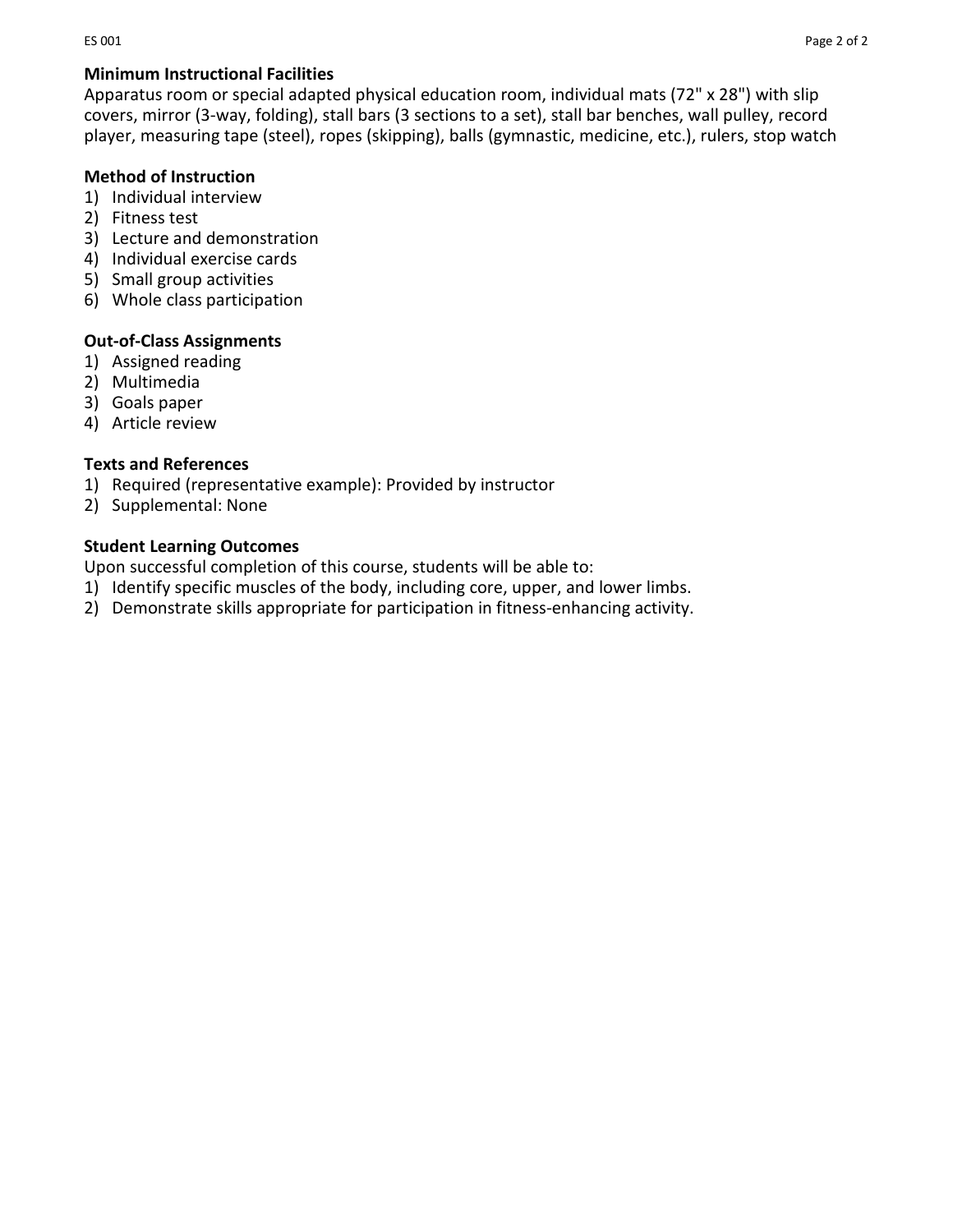### Minimum Instructional Facilities

Apparatus room or special adapted physical education room, individual mats (72" x 28") with slip covers, mirror (3-way, folding), stall bars (3 sections to a set), stall bar benches, wall pulley, record player, measuring tape (steel), ropes (skipping), balls (gymnastic, medicine, etc.), rulers, stop watch

### Method of Instruction

1) Individual interview
2) Fitness test
3) Lecture and demonstration
4) Individual exercise cards
5) Small group activities
6) Whole class participation

### Out-of-Class Assignments

1) Assigned reading
2) Multimedia
3) Goals paper
4) Article review

### Texts and References

1) Required (representative example): Provided by instructor
2) Supplemental: None

### Student Learning Outcomes

Upon successful completion of this course, students will be able to:

1) Identify specific muscles of the body, including core, upper, and lower limbs.
2) Demonstrate skills appropriate for participation in fitness-enhancing activity.